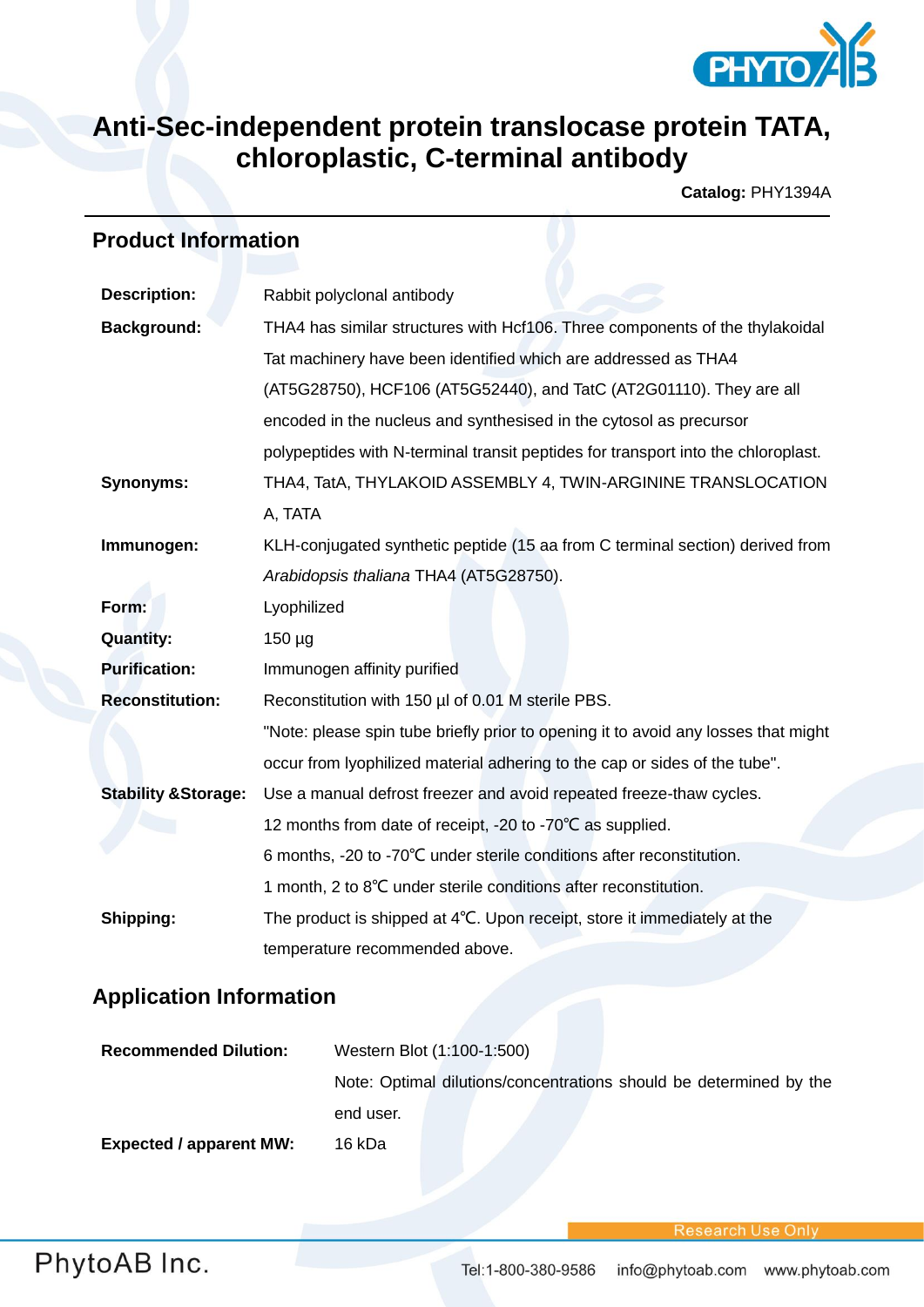# Anti-Sec-independent protein translocase protein TATA, chloroplastic, C-terminal antibody

**Catalog:** PHY1394A

## Product Information

| | |
|---|---|
| **Description:** | Rabbit polyclonal antibody |
| **Background:** | THA4 has similar structures with Hcf106. Three components of the thylakoidal Tat machinery have been identified which are addressed as THA4 (AT5G28750), HCF106 (AT5G52440), and TatC (AT2G01110). They are all encoded in the nucleus and synthesised in the cytosol as precursor polypeptides with N-terminal transit peptides for transport into the chloroplast. |
| **Synonyms:** | THA4, TatA, THYLAKOID ASSEMBLY 4, TWIN-ARGININE TRANSLOCATION A, TATA |
| **Immunogen:** | KLH-conjugated synthetic peptide (15 aa from C terminal section) derived from *Arabidopsis thaliana* THA4 (AT5G28750). |
| **Form:** | Lyophilized |
| **Quantity:** | 150 µg |
| **Purification:** | Immunogen affinity purified |
| **Reconstitution:** | Reconstitution with 150 µl of 0.01 M sterile PBS.<br>"Note: please spin tube briefly prior to opening it to avoid any losses that might occur from lyophilized material adhering to the cap or sides of the tube". |
| **Stability &Storage:** | Use a manual defrost freezer and avoid repeated freeze-thaw cycles.<br>12 months from date of receipt, -20 to -70℃ as supplied.<br>6 months, -20 to -70℃ under sterile conditions after reconstitution.<br>1 month, 2 to 8℃ under sterile conditions after reconstitution. |
| **Shipping:** | The product is shipped at 4℃. Upon receipt, store it immediately at the temperature recommended above. |

## Application Information

| | |
|---|---|
| **Recommended Dilution:** | Western Blot (1:100-1:500)<br>Note: Optimal dilutions/concentrations should be determined by the end user. |
| **Expected / apparent MW:** | 16 kDa |

Research Use Only

PhytoAB Inc. Tel:1-800-380-9586 info@phytoab.com www.phytoab.com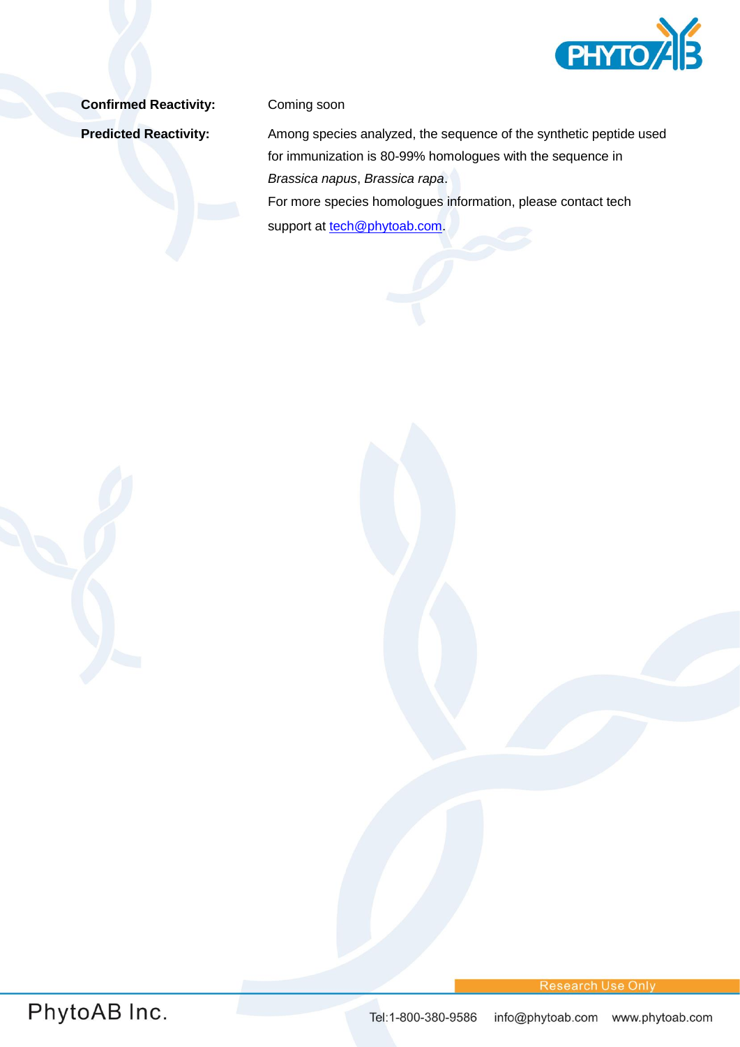**Confirmed Reactivity:** Coming soon

**Predicted Reactivity:** Among species analyzed, the sequence of the synthetic peptide used for immunization is 80-99% homologues with the sequence in *Brassica napus*, *Brassica rapa*.

For more species homologues information, please contact tech support at tech@phytoab.com.